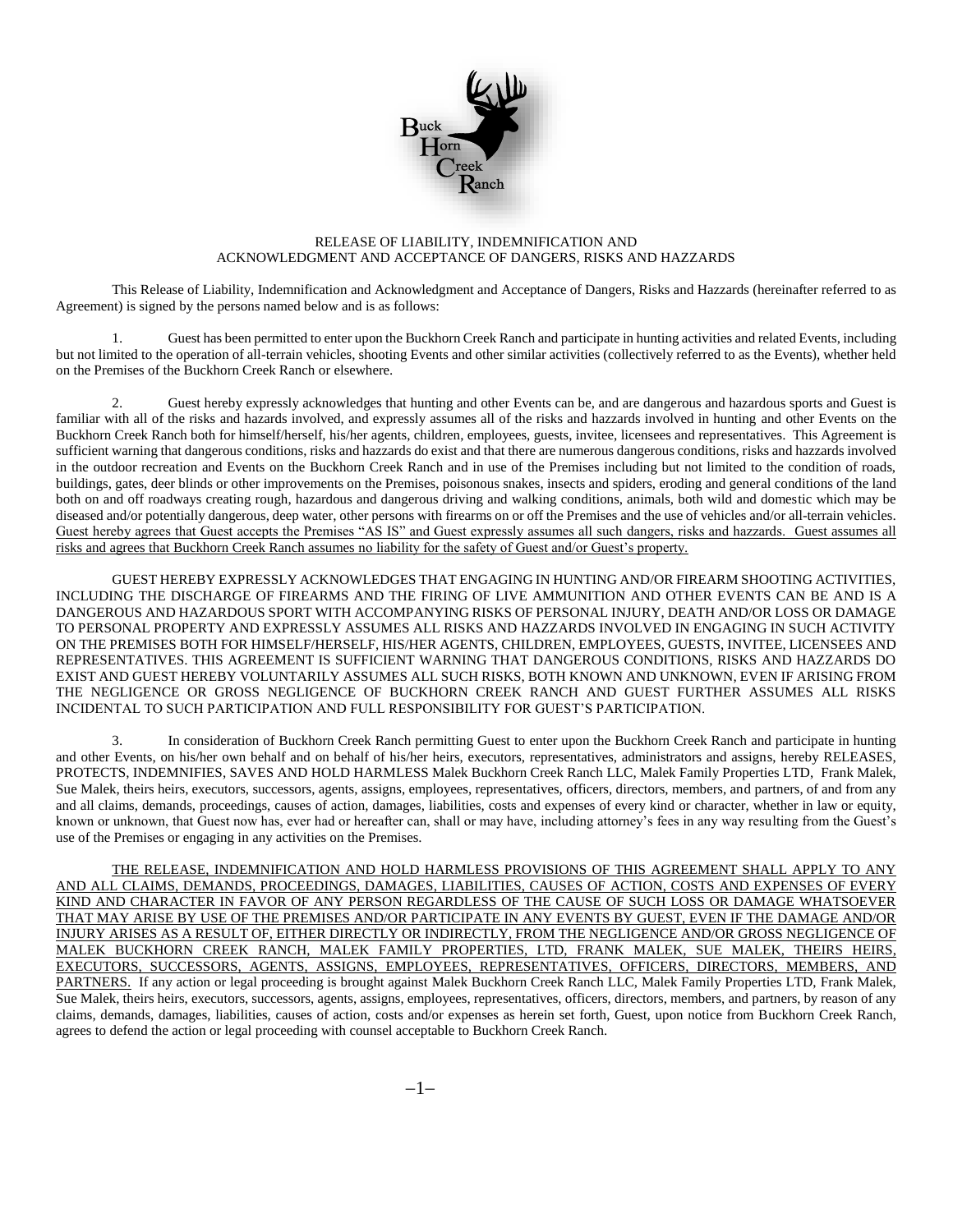# RELEASE OF LIABILITY, INDEMNIFICATION AND ACKNOWLEDGMENT AND ACCEPTANCE OF DANGERS, RISKS AND HAZZARDS

This Release of Liability, Indemnification and Acknowledgment and Acceptance of Dangers, Risks and Hazzards (hereinafter referred to as Agreement) is signed by the persons named below and is as follows:

1. Guest has been permitted to enter upon the Buckhorn Creek Ranch and participate in hunting activities and related Events, including but not limited to the operation of all-terrain vehicles, shooting Events and other similar activities (collectively referred to as the Events), whether held on the Premises of the Buckhorn Creek Ranch or elsewhere.

2. Guest hereby expressly acknowledges that hunting and other Events can be, and are dangerous and hazardous sports and Guest is familiar with all of the risks and hazards involved, and expressly assumes all of the risks and hazzards involved in hunting and other Events on the Buckhorn Creek Ranch both for himself/herself, his/her agents, children, employees, guests, invitee, licensees and representatives. This Agreement is sufficient warning that dangerous conditions, risks and hazzards do exist and that there are numerous dangerous conditions, risks and hazzards involved in the outdoor recreation and Events on the Buckhorn Creek Ranch and in use of the Premises including but not limited to the condition of roads, buildings, gates, deer blinds or other improvements on the Premises, poisonous snakes, insects and spiders, eroding and general conditions of the land both on and off roadways creating rough, hazardous and dangerous driving and walking conditions, animals, both wild and domestic which may be diseased and/or potentially dangerous, deep water, other persons with firearms on or off the Premises and the use of vehicles and/or all-terrain vehicles. <u>Guest hereby agrees that Guest accepts the Premises "AS IS" and Guest expressly assumes all such dangers, risks and hazzards. Guest assumes all risks and agrees that Buckhorn Creek Ranch assumes no liability for the safety of Guest and/or Guest's property.</u>

GUEST HEREBY EXPRESSLY ACKNOWLEDGES THAT ENGAGING IN HUNTING AND/OR FIREARM SHOOTING ACTIVITIES, INCLUDING THE DISCHARGE OF FIREARMS AND THE FIRING OF LIVE AMMUNITION AND OTHER EVENTS CAN BE AND IS A DANGEROUS AND HAZARDOUS SPORT WITH ACCOMPANYING RISKS OF PERSONAL INJURY, DEATH AND/OR LOSS OR DAMAGE TO PERSONAL PROPERTY AND EXPRESSLY ASSUMES ALL RISKS AND HAZZARDS INVOLVED IN ENGAGING IN SUCH ACTIVITY ON THE PREMISES BOTH FOR HIMSELF/HERSELF, HIS/HER AGENTS, CHILDREN, EMPLOYEES, GUESTS, INVITEE, LICENSEES AND REPRESENTATIVES. THIS AGREEMENT IS SUFFICIENT WARNING THAT DANGEROUS CONDITIONS, RISKS AND HAZZARDS DO EXIST AND GUEST HEREBY VOLUNTARILY ASSUMES ALL SUCH RISKS, BOTH KNOWN AND UNKNOWN, EVEN IF ARISING FROM THE NEGLIGENCE OR GROSS NEGLIGENCE OF BUCKHORN CREEK RANCH AND GUEST FURTHER ASSUMES ALL RISKS INCIDENTAL TO SUCH PARTICIPATION AND FULL RESPONSIBILITY FOR GUEST'S PARTICIPATION.

3. In consideration of Buckhorn Creek Ranch permitting Guest to enter upon the Buckhorn Creek Ranch and participate in hunting and other Events, on his/her own behalf and on behalf of his/her heirs, executors, representatives, administrators and assigns, hereby RELEASES, PROTECTS, INDEMNIFIES, SAVES AND HOLD HARMLESS Malek Buckhorn Creek Ranch LLC, Malek Family Properties LTD, Frank Malek, Sue Malek, theirs heirs, executors, successors, agents, assigns, employees, representatives, officers, directors, members, and partners, of and from any and all claims, demands, proceedings, causes of action, damages, liabilities, costs and expenses of every kind or character, whether in law or equity, known or unknown, that Guest now has, ever had or hereafter can, shall or may have, including attorney's fees in any way resulting from the Guest's use of the Premises or engaging in any activities on the Premises.

<u>THE RELEASE, INDEMNIFICATION AND HOLD HARMLESS PROVISIONS OF THIS AGREEMENT SHALL APPLY TO ANY AND ALL CLAIMS, DEMANDS, PROCEEDINGS, DAMAGES, LIABILITIES, CAUSES OF ACTION, COSTS AND EXPENSES OF EVERY KIND AND CHARACTER IN FAVOR OF ANY PERSON REGARDLESS OF THE CAUSE OF SUCH LOSS OR DAMAGE WHATSOEVER THAT MAY ARISE BY USE OF THE PREMISES AND/OR PARTICIPATE IN ANY EVENTS BY GUEST, EVEN IF THE DAMAGE AND/OR INJURY ARISES AS A RESULT OF, EITHER DIRECTLY OR INDIRECTLY, FROM THE NEGLIGENCE AND/OR GROSS NEGLIGENCE OF MALEK BUCKHORN CREEK RANCH, MALEK FAMILY PROPERTIES, LTD, FRANK MALEK, SUE MALEK, THEIRS HEIRS, EXECUTORS, SUCCESSORS, AGENTS, ASSIGNS, EMPLOYEES, REPRESENTATIVES, OFFICERS, DIRECTORS, MEMBERS, AND PARTNERS.</u> If any action or legal proceeding is brought against Malek Buckhorn Creek Ranch LLC, Malek Family Properties LTD, Frank Malek, Sue Malek, theirs heirs, executors, successors, agents, assigns, employees, representatives, officers, directors, members, and partners, by reason of any claims, demands, damages, liabilities, causes of action, costs and/or expenses as herein set forth, Guest, upon notice from Buckhorn Creek Ranch, agrees to defend the action or legal proceeding with counsel acceptable to Buckhorn Creek Ranch.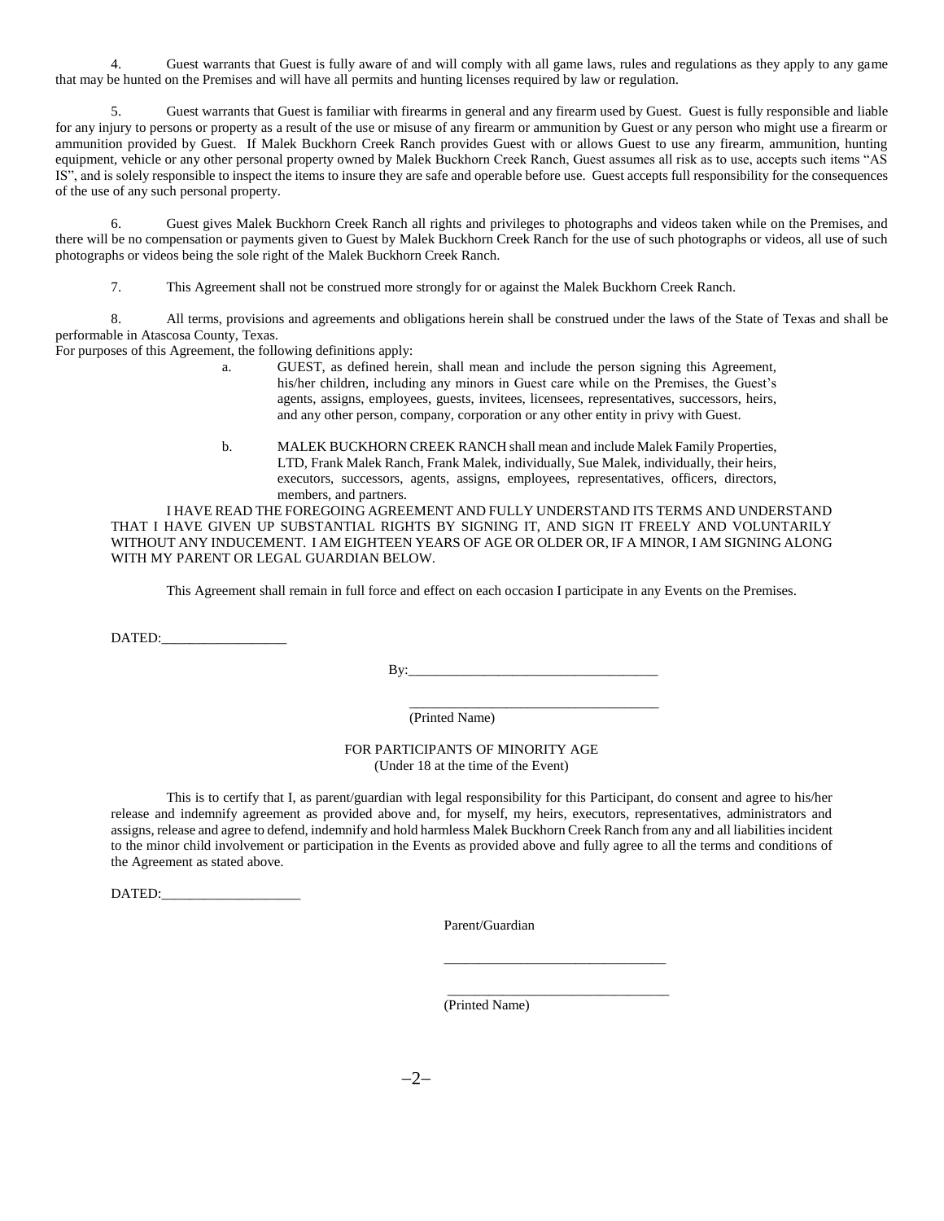4. Guest warrants that Guest is fully aware of and will comply with all game laws, rules and regulations as they apply to any game that may be hunted on the Premises and will have all permits and hunting licenses required by law or regulation.

5. Guest warrants that Guest is familiar with firearms in general and any firearm used by Guest. Guest is fully responsible and liable for any injury to persons or property as a result of the use or misuse of any firearm or ammunition by Guest or any person who might use a firearm or ammunition provided by Guest. If Malek Buckhorn Creek Ranch provides Guest with or allows Guest to use any firearm, ammunition, hunting equipment, vehicle or any other personal property owned by Malek Buckhorn Creek Ranch, Guest assumes all risk as to use, accepts such items "AS IS", and is solely responsible to inspect the items to insure they are safe and operable before use. Guest accepts full responsibility for the consequences of the use of any such personal property.

6. Guest gives Malek Buckhorn Creek Ranch all rights and privileges to photographs and videos taken while on the Premises, and there will be no compensation or payments given to Guest by Malek Buckhorn Creek Ranch for the use of such photographs or videos, all use of such photographs or videos being the sole right of the Malek Buckhorn Creek Ranch.

7. This Agreement shall not be construed more strongly for or against the Malek Buckhorn Creek Ranch.

8. All terms, provisions and agreements and obligations herein shall be construed under the laws of the State of Texas and shall be performable in Atascosa County, Texas.

For purposes of this Agreement, the following definitions apply:

a. GUEST, as defined herein, shall mean and include the person signing this Agreement, his/her children, including any minors in Guest care while on the Premises, the Guest's agents, assigns, employees, guests, invitees, licensees, representatives, successors, heirs, and any other person, company, corporation or any other entity in privy with Guest.

b. MALEK BUCKHORN CREEK RANCH shall mean and include Malek Family Properties, LTD, Frank Malek Ranch, Frank Malek, individually, Sue Malek, individually, their heirs, executors, successors, agents, assigns, employees, representatives, officers, directors, members, and partners.

I HAVE READ THE FOREGOING AGREEMENT AND FULLY UNDERSTAND ITS TERMS AND UNDERSTAND THAT I HAVE GIVEN UP SUBSTANTIAL RIGHTS BY SIGNING IT, AND SIGN IT FREELY AND VOLUNTARILY WITHOUT ANY INDUCEMENT. I AM EIGHTEEN YEARS OF AGE OR OLDER OR, IF A MINOR, I AM SIGNING ALONG WITH MY PARENT OR LEGAL GUARDIAN BELOW.

This Agreement shall remain in full force and effect on each occasion I participate in any Events on the Premises.

DATED:__________________

By:____________________________________

____________________________________
(Printed Name)

FOR PARTICIPANTS OF MINORITY AGE
(Under 18 at the time of the Event)

This is to certify that I, as parent/guardian with legal responsibility for this Participant, do consent and agree to his/her release and indemnify agreement as provided above and, for myself, my heirs, executors, representatives, administrators and assigns, release and agree to defend, indemnify and hold harmless Malek Buckhorn Creek Ranch from any and all liabilities incident to the minor child involvement or participation in the Events as provided above and fully agree to all the terms and conditions of the Agreement as stated above.

DATED:____________________

Parent/Guardian

________________________________

________________________________
(Printed Name)